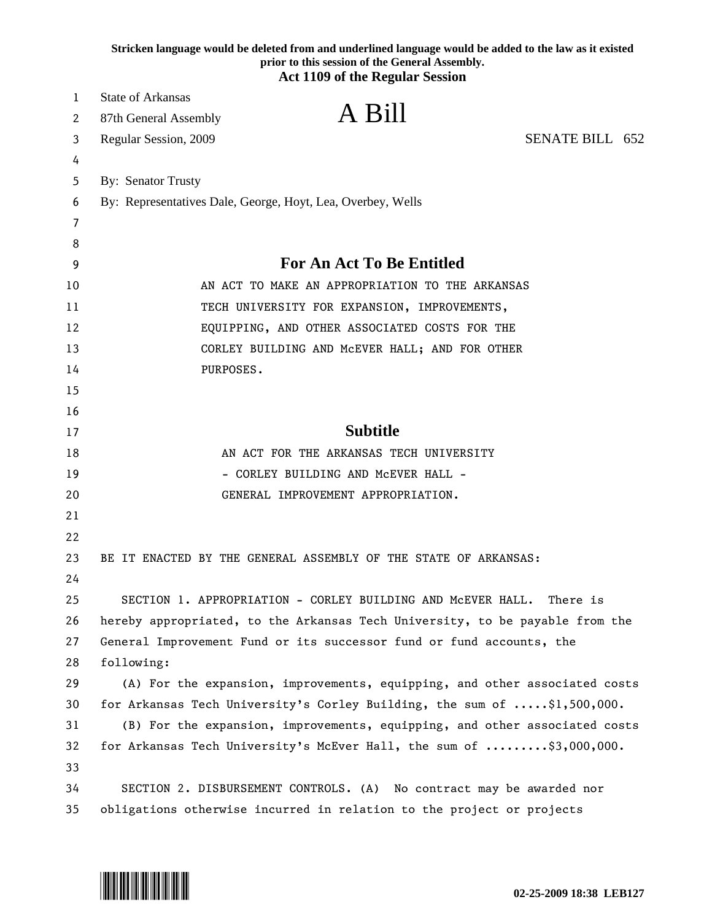**Stricken language would be deleted from and underlined language would be added to the law as it existed prior to this session of the General Assembly.**

**Act 1109 of the Regular Session**

State of Arkansas
87th General Assembly
Regular Session, 2009

# A Bill

SENATE BILL 652

By: Senator Trusty
By: Representatives Dale, George, Hoyt, Lea, Overbey, Wells

## For An Act To Be Entitled

AN ACT TO MAKE AN APPROPRIATION TO THE ARKANSAS TECH UNIVERSITY FOR EXPANSION, IMPROVEMENTS, EQUIPPING, AND OTHER ASSOCIATED COSTS FOR THE CORLEY BUILDING AND McEVER HALL; AND FOR OTHER PURPOSES.

## Subtitle

AN ACT FOR THE ARKANSAS TECH UNIVERSITY - CORLEY BUILDING AND McEVER HALL - GENERAL IMPROVEMENT APPROPRIATION.

BE IT ENACTED BY THE GENERAL ASSEMBLY OF THE STATE OF ARKANSAS:

SECTION 1. APPROPRIATION - CORLEY BUILDING AND McEVER HALL. There is hereby appropriated, to the Arkansas Tech University, to be payable from the General Improvement Fund or its successor fund or fund accounts, the following:

(A) For the expansion, improvements, equipping, and other associated costs for Arkansas Tech University's Corley Building, the sum of .....$1,500,000.

(B) For the expansion, improvements, equipping, and other associated costs for Arkansas Tech University's McEver Hall, the sum of .........$3,000,000.

SECTION 2. DISBURSEMENT CONTROLS. (A) No contract may be awarded nor obligations otherwise incurred in relation to the project or projects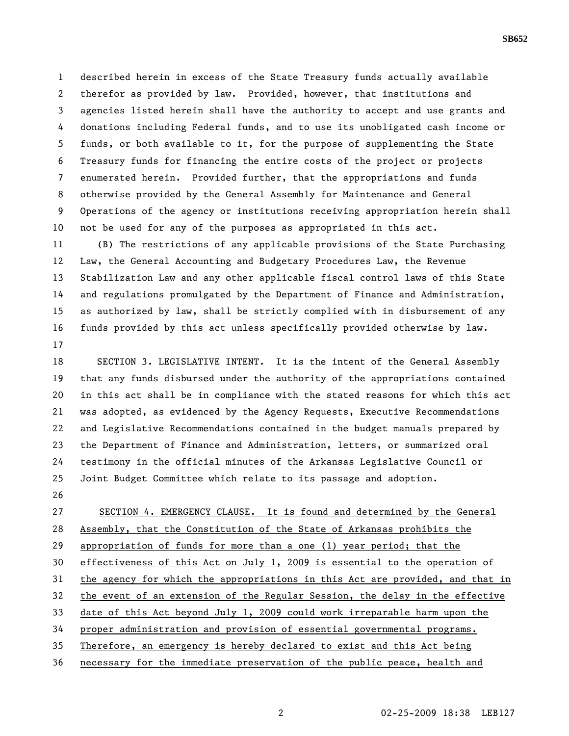described herein in excess of the State Treasury funds actually available therefor as provided by law. Provided, however, that institutions and agencies listed herein shall have the authority to accept and use grants and donations including Federal funds, and to use its unobligated cash income or funds, or both available to it, for the purpose of supplementing the State Treasury funds for financing the entire costs of the project or projects enumerated herein. Provided further, that the appropriations and funds otherwise provided by the General Assembly for Maintenance and General Operations of the agency or institutions receiving appropriation herein shall not be used for any of the purposes as appropriated in this act.

(B) The restrictions of any applicable provisions of the State Purchasing Law, the General Accounting and Budgetary Procedures Law, the Revenue Stabilization Law and any other applicable fiscal control laws of this State and regulations promulgated by the Department of Finance and Administration, as authorized by law, shall be strictly complied with in disbursement of any funds provided by this act unless specifically provided otherwise by law.

SECTION 3. LEGISLATIVE INTENT. It is the intent of the General Assembly that any funds disbursed under the authority of the appropriations contained in this act shall be in compliance with the stated reasons for which this act was adopted, as evidenced by the Agency Requests, Executive Recommendations and Legislative Recommendations contained in the budget manuals prepared by the Department of Finance and Administration, letters, or summarized oral testimony in the official minutes of the Arkansas Legislative Council or Joint Budget Committee which relate to its passage and adoption.

SECTION 4. EMERGENCY CLAUSE. It is found and determined by the General Assembly, that the Constitution of the State of Arkansas prohibits the appropriation of funds for more than a one (1) year period; that the effectiveness of this Act on July 1, 2009 is essential to the operation of the agency for which the appropriations in this Act are provided, and that in the event of an extension of the Regular Session, the delay in the effective date of this Act beyond July 1, 2009 could work irreparable harm upon the proper administration and provision of essential governmental programs. Therefore, an emergency is hereby declared to exist and this Act being necessary for the immediate preservation of the public peace, health and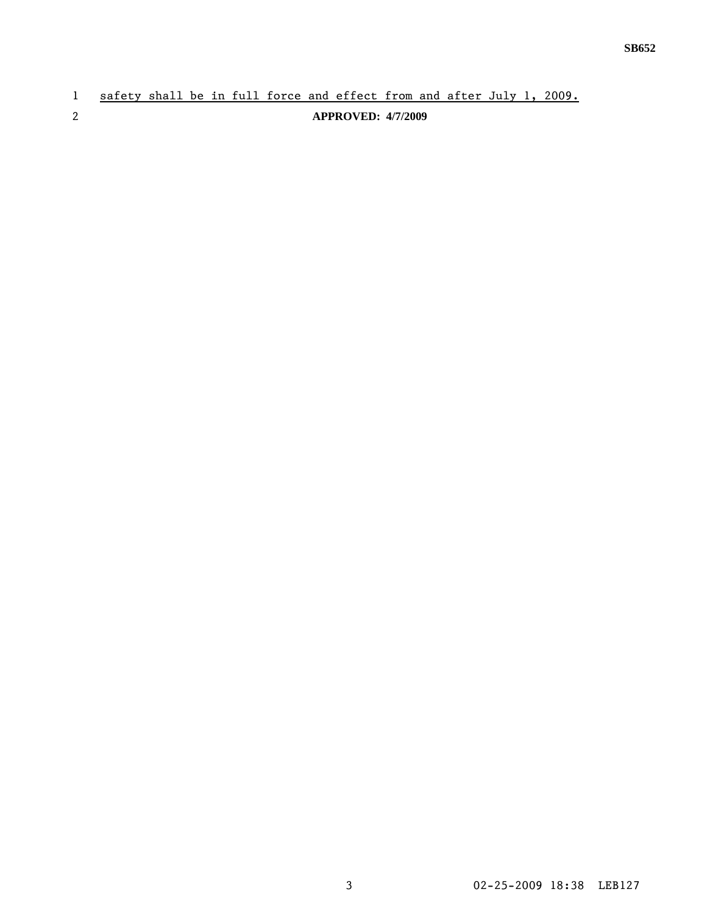<u>safety shall be in full force and effect from and after July 1, 2009.</u>

**APPROVED: 4/7/2009**